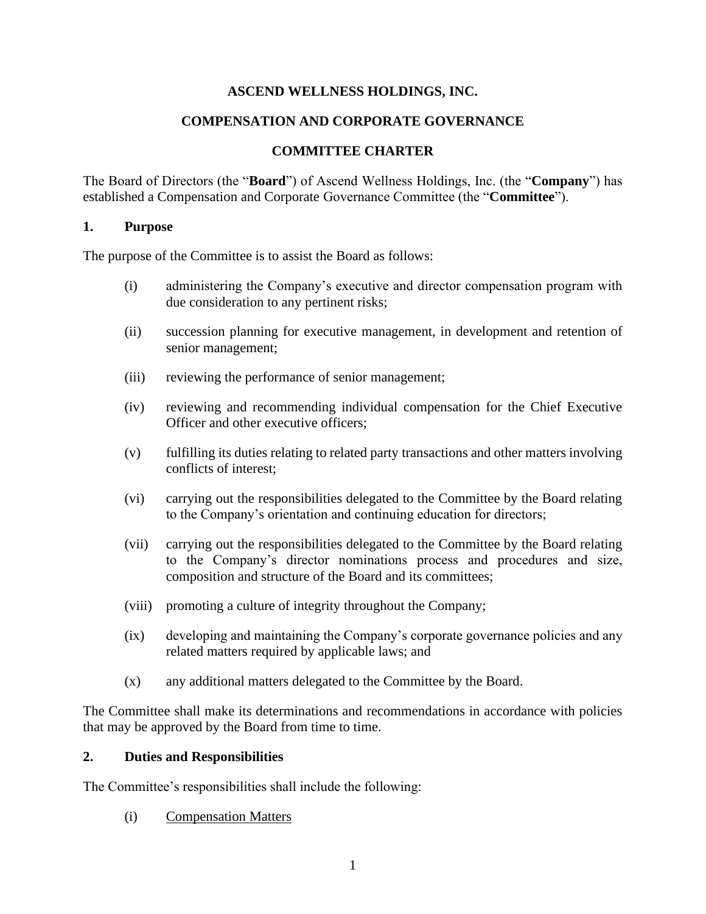# ASCEND WELLNESS HOLDINGS, INC.

## COMPENSATION AND CORPORATE GOVERNANCE

## COMMITTEE CHARTER

The Board of Directors (the "**Board**") of Ascend Wellness Holdings, Inc. (the "**Company**") has established a Compensation and Corporate Governance Committee (the "**Committee**").

### 1. Purpose

The purpose of the Committee is to assist the Board as follows:

(i) administering the Company's executive and director compensation program with due consideration to any pertinent risks;

(ii) succession planning for executive management, in development and retention of senior management;

(iii) reviewing the performance of senior management;

(iv) reviewing and recommending individual compensation for the Chief Executive Officer and other executive officers;

(v) fulfilling its duties relating to related party transactions and other matters involving conflicts of interest;

(vi) carrying out the responsibilities delegated to the Committee by the Board relating to the Company's orientation and continuing education for directors;

(vii) carrying out the responsibilities delegated to the Committee by the Board relating to the Company's director nominations process and procedures and size, composition and structure of the Board and its committees;

(viii) promoting a culture of integrity throughout the Company;

(ix) developing and maintaining the Company's corporate governance policies and any related matters required by applicable laws; and

(x) any additional matters delegated to the Committee by the Board.

The Committee shall make its determinations and recommendations in accordance with policies that may be approved by the Board from time to time.

### 2. Duties and Responsibilities

The Committee's responsibilities shall include the following:

(i) <u>Compensation Matters</u>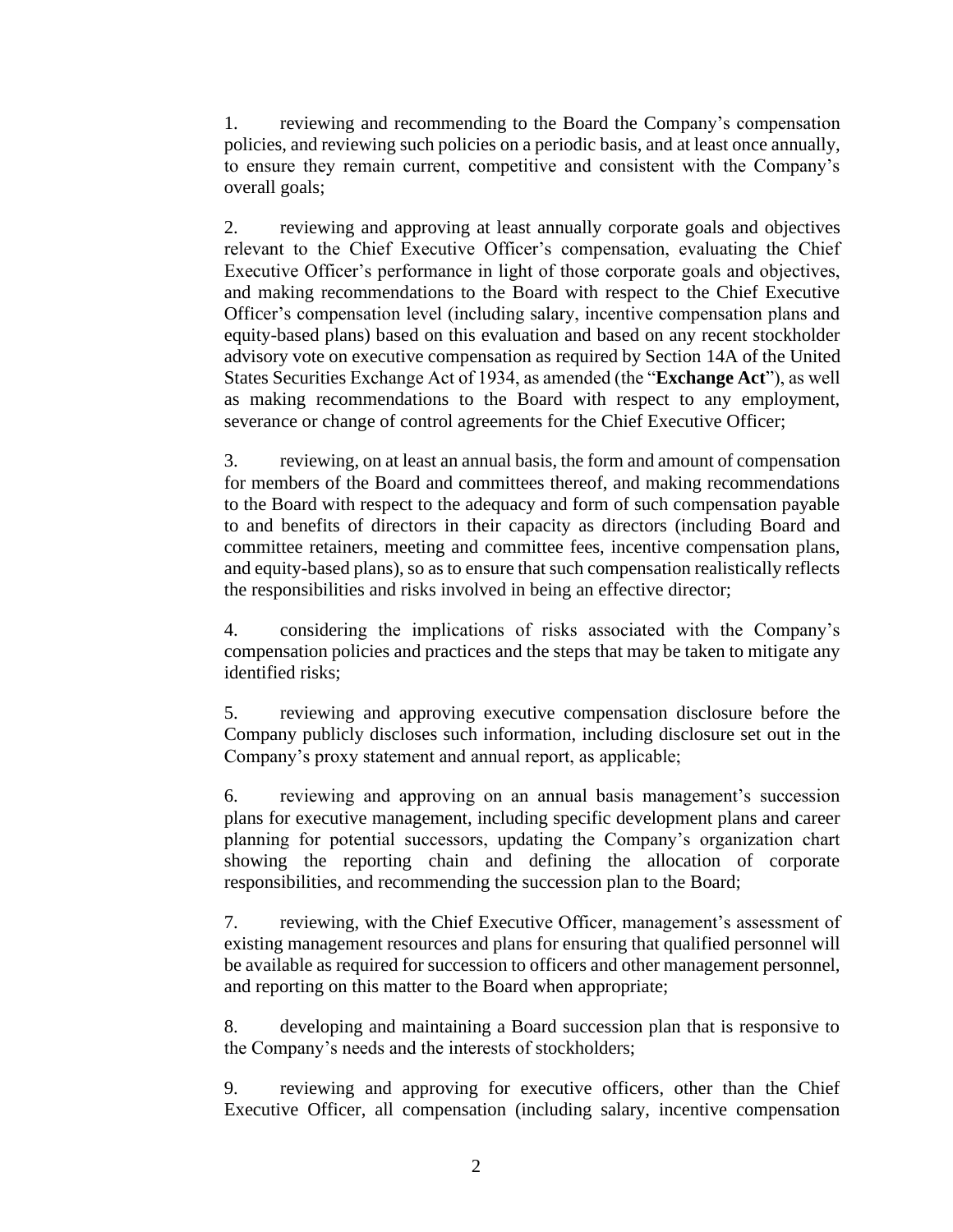1. reviewing and recommending to the Board the Company's compensation policies, and reviewing such policies on a periodic basis, and at least once annually, to ensure they remain current, competitive and consistent with the Company's overall goals;

2. reviewing and approving at least annually corporate goals and objectives relevant to the Chief Executive Officer's compensation, evaluating the Chief Executive Officer's performance in light of those corporate goals and objectives, and making recommendations to the Board with respect to the Chief Executive Officer's compensation level (including salary, incentive compensation plans and equity-based plans) based on this evaluation and based on any recent stockholder advisory vote on executive compensation as required by Section 14A of the United States Securities Exchange Act of 1934, as amended (the "**Exchange Act**"), as well as making recommendations to the Board with respect to any employment, severance or change of control agreements for the Chief Executive Officer;

3. reviewing, on at least an annual basis, the form and amount of compensation for members of the Board and committees thereof, and making recommendations to the Board with respect to the adequacy and form of such compensation payable to and benefits of directors in their capacity as directors (including Board and committee retainers, meeting and committee fees, incentive compensation plans, and equity-based plans), so as to ensure that such compensation realistically reflects the responsibilities and risks involved in being an effective director;

4. considering the implications of risks associated with the Company's compensation policies and practices and the steps that may be taken to mitigate any identified risks;

5. reviewing and approving executive compensation disclosure before the Company publicly discloses such information, including disclosure set out in the Company's proxy statement and annual report, as applicable;

6. reviewing and approving on an annual basis management's succession plans for executive management, including specific development plans and career planning for potential successors, updating the Company's organization chart showing the reporting chain and defining the allocation of corporate responsibilities, and recommending the succession plan to the Board;

7. reviewing, with the Chief Executive Officer, management's assessment of existing management resources and plans for ensuring that qualified personnel will be available as required for succession to officers and other management personnel, and reporting on this matter to the Board when appropriate;

8. developing and maintaining a Board succession plan that is responsive to the Company's needs and the interests of stockholders;

9. reviewing and approving for executive officers, other than the Chief Executive Officer, all compensation (including salary, incentive compensation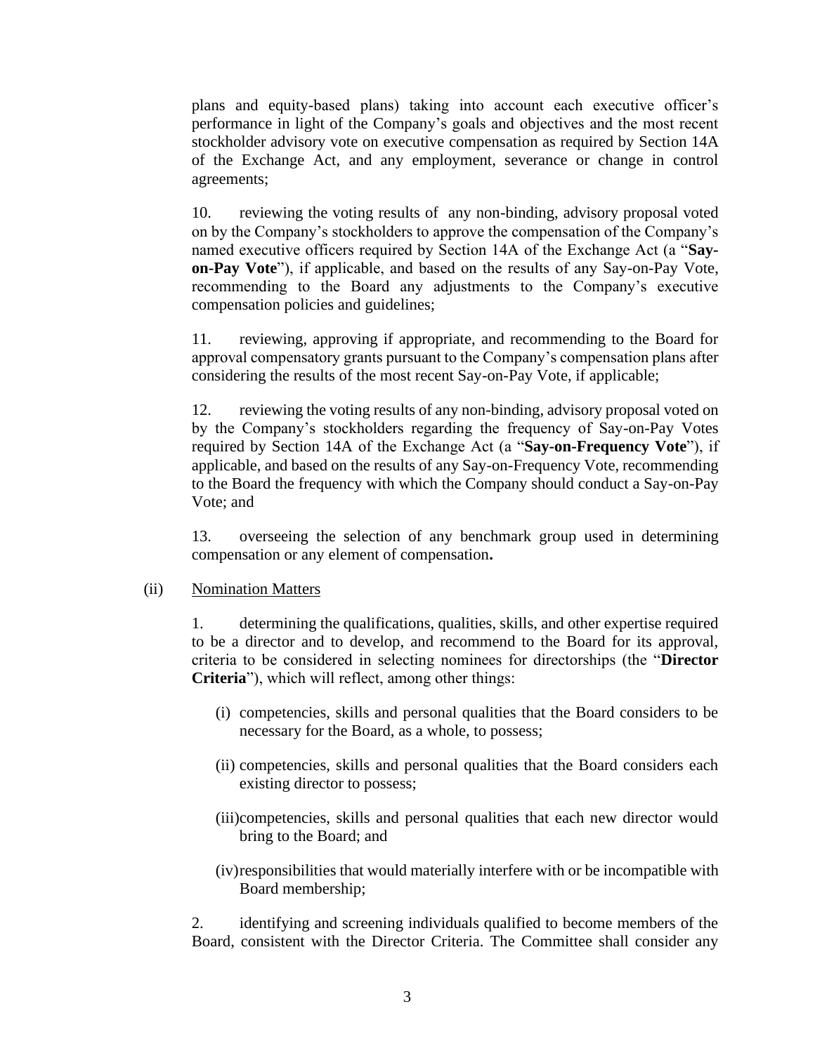plans and equity-based plans) taking into account each executive officer's performance in light of the Company's goals and objectives and the most recent stockholder advisory vote on executive compensation as required by Section 14A of the Exchange Act, and any employment, severance or change in control agreements;

10. reviewing the voting results of any non-binding, advisory proposal voted on by the Company's stockholders to approve the compensation of the Company's named executive officers required by Section 14A of the Exchange Act (a "**Say-on-Pay Vote**"), if applicable, and based on the results of any Say-on-Pay Vote, recommending to the Board any adjustments to the Company's executive compensation policies and guidelines;

11. reviewing, approving if appropriate, and recommending to the Board for approval compensatory grants pursuant to the Company's compensation plans after considering the results of the most recent Say-on-Pay Vote, if applicable;

12. reviewing the voting results of any non-binding, advisory proposal voted on by the Company's stockholders regarding the frequency of Say-on-Pay Votes required by Section 14A of the Exchange Act (a "**Say-on-Frequency Vote**"), if applicable, and based on the results of any Say-on-Frequency Vote, recommending to the Board the frequency with which the Company should conduct a Say-on-Pay Vote; and

13. overseeing the selection of any benchmark group used in determining compensation or any element of compensation**.**

(ii) <u>Nomination Matters</u>

1. determining the qualifications, qualities, skills, and other expertise required to be a director and to develop, and recommend to the Board for its approval, criteria to be considered in selecting nominees for directorships (the "**Director Criteria**"), which will reflect, among other things:

(i) competencies, skills and personal qualities that the Board considers to be necessary for the Board, as a whole, to possess;

(ii) competencies, skills and personal qualities that the Board considers each existing director to possess;

(iii) competencies, skills and personal qualities that each new director would bring to the Board; and

(iv) responsibilities that would materially interfere with or be incompatible with Board membership;

2. identifying and screening individuals qualified to become members of the Board, consistent with the Director Criteria. The Committee shall consider any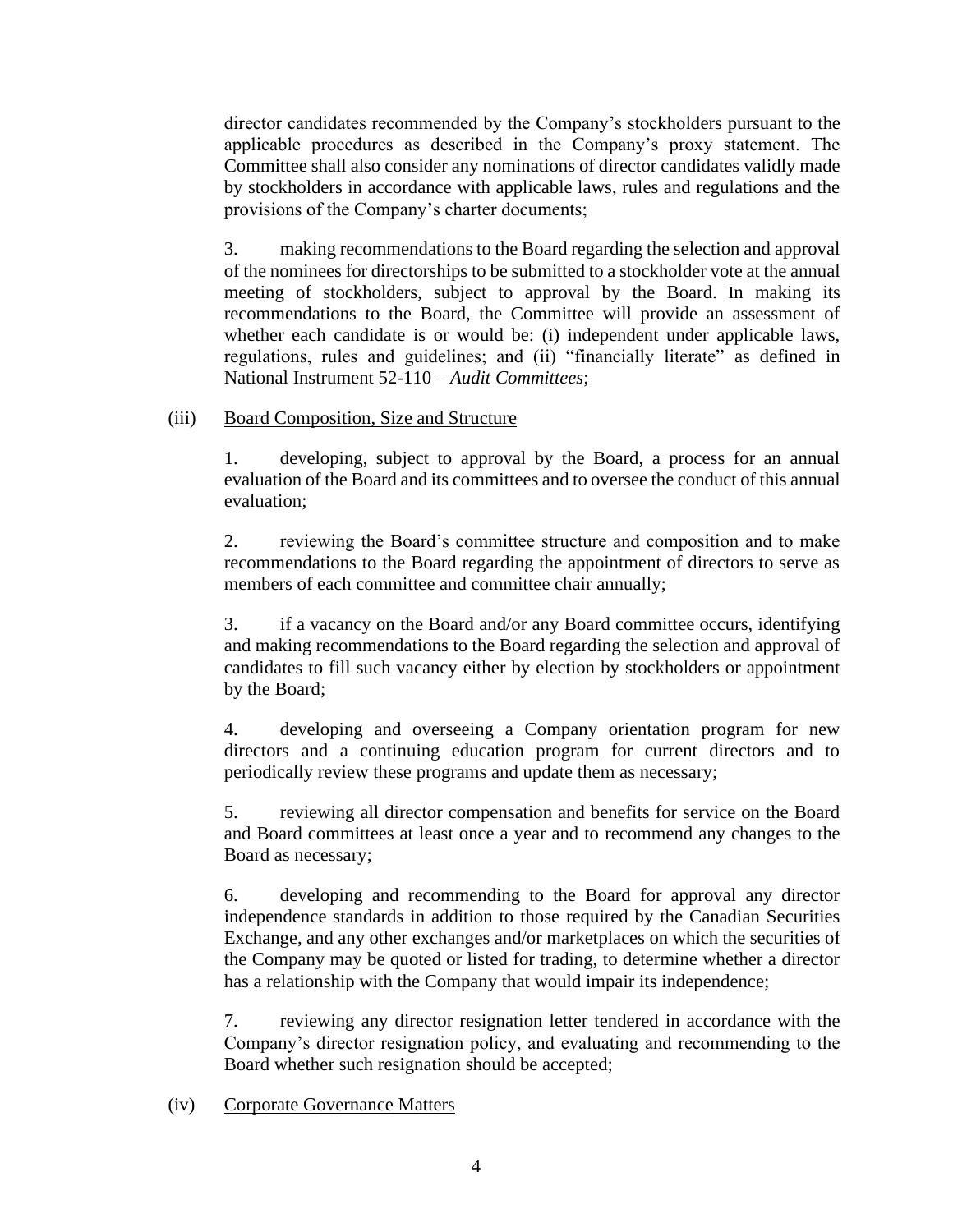director candidates recommended by the Company's stockholders pursuant to the applicable procedures as described in the Company's proxy statement. The Committee shall also consider any nominations of director candidates validly made by stockholders in accordance with applicable laws, rules and regulations and the provisions of the Company's charter documents;

3. making recommendations to the Board regarding the selection and approval of the nominees for directorships to be submitted to a stockholder vote at the annual meeting of stockholders, subject to approval by the Board. In making its recommendations to the Board, the Committee will provide an assessment of whether each candidate is or would be: (i) independent under applicable laws, regulations, rules and guidelines; and (ii) "financially literate" as defined in National Instrument 52-110 – *Audit Committees*;

(iii) Board Composition, Size and Structure

1. developing, subject to approval by the Board, a process for an annual evaluation of the Board and its committees and to oversee the conduct of this annual evaluation;

2. reviewing the Board's committee structure and composition and to make recommendations to the Board regarding the appointment of directors to serve as members of each committee and committee chair annually;

3. if a vacancy on the Board and/or any Board committee occurs, identifying and making recommendations to the Board regarding the selection and approval of candidates to fill such vacancy either by election by stockholders or appointment by the Board;

4. developing and overseeing a Company orientation program for new directors and a continuing education program for current directors and to periodically review these programs and update them as necessary;

5. reviewing all director compensation and benefits for service on the Board and Board committees at least once a year and to recommend any changes to the Board as necessary;

6. developing and recommending to the Board for approval any director independence standards in addition to those required by the Canadian Securities Exchange, and any other exchanges and/or marketplaces on which the securities of the Company may be quoted or listed for trading, to determine whether a director has a relationship with the Company that would impair its independence;

7. reviewing any director resignation letter tendered in accordance with the Company's director resignation policy, and evaluating and recommending to the Board whether such resignation should be accepted;

(iv) Corporate Governance Matters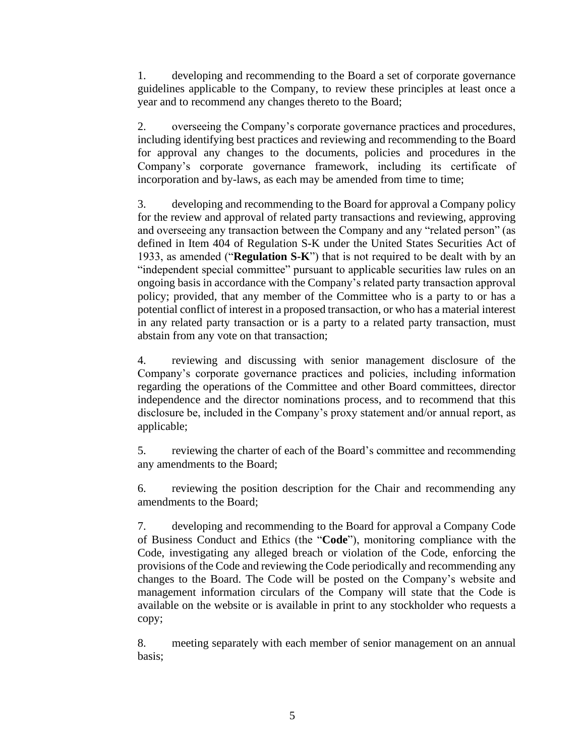1. developing and recommending to the Board a set of corporate governance guidelines applicable to the Company, to review these principles at least once a year and to recommend any changes thereto to the Board;

2. overseeing the Company's corporate governance practices and procedures, including identifying best practices and reviewing and recommending to the Board for approval any changes to the documents, policies and procedures in the Company's corporate governance framework, including its certificate of incorporation and by-laws, as each may be amended from time to time;

3. developing and recommending to the Board for approval a Company policy for the review and approval of related party transactions and reviewing, approving and overseeing any transaction between the Company and any "related person" (as defined in Item 404 of Regulation S-K under the United States Securities Act of 1933, as amended ("**Regulation S-K**") that is not required to be dealt with by an "independent special committee" pursuant to applicable securities law rules on an ongoing basis in accordance with the Company's related party transaction approval policy; provided, that any member of the Committee who is a party to or has a potential conflict of interest in a proposed transaction, or who has a material interest in any related party transaction or is a party to a related party transaction, must abstain from any vote on that transaction;

4. reviewing and discussing with senior management disclosure of the Company's corporate governance practices and policies, including information regarding the operations of the Committee and other Board committees, director independence and the director nominations process, and to recommend that this disclosure be, included in the Company's proxy statement and/or annual report, as applicable;

5. reviewing the charter of each of the Board's committee and recommending any amendments to the Board;

6. reviewing the position description for the Chair and recommending any amendments to the Board;

7. developing and recommending to the Board for approval a Company Code of Business Conduct and Ethics (the "**Code**"), monitoring compliance with the Code, investigating any alleged breach or violation of the Code, enforcing the provisions of the Code and reviewing the Code periodically and recommending any changes to the Board. The Code will be posted on the Company's website and management information circulars of the Company will state that the Code is available on the website or is available in print to any stockholder who requests a copy;

8. meeting separately with each member of senior management on an annual basis;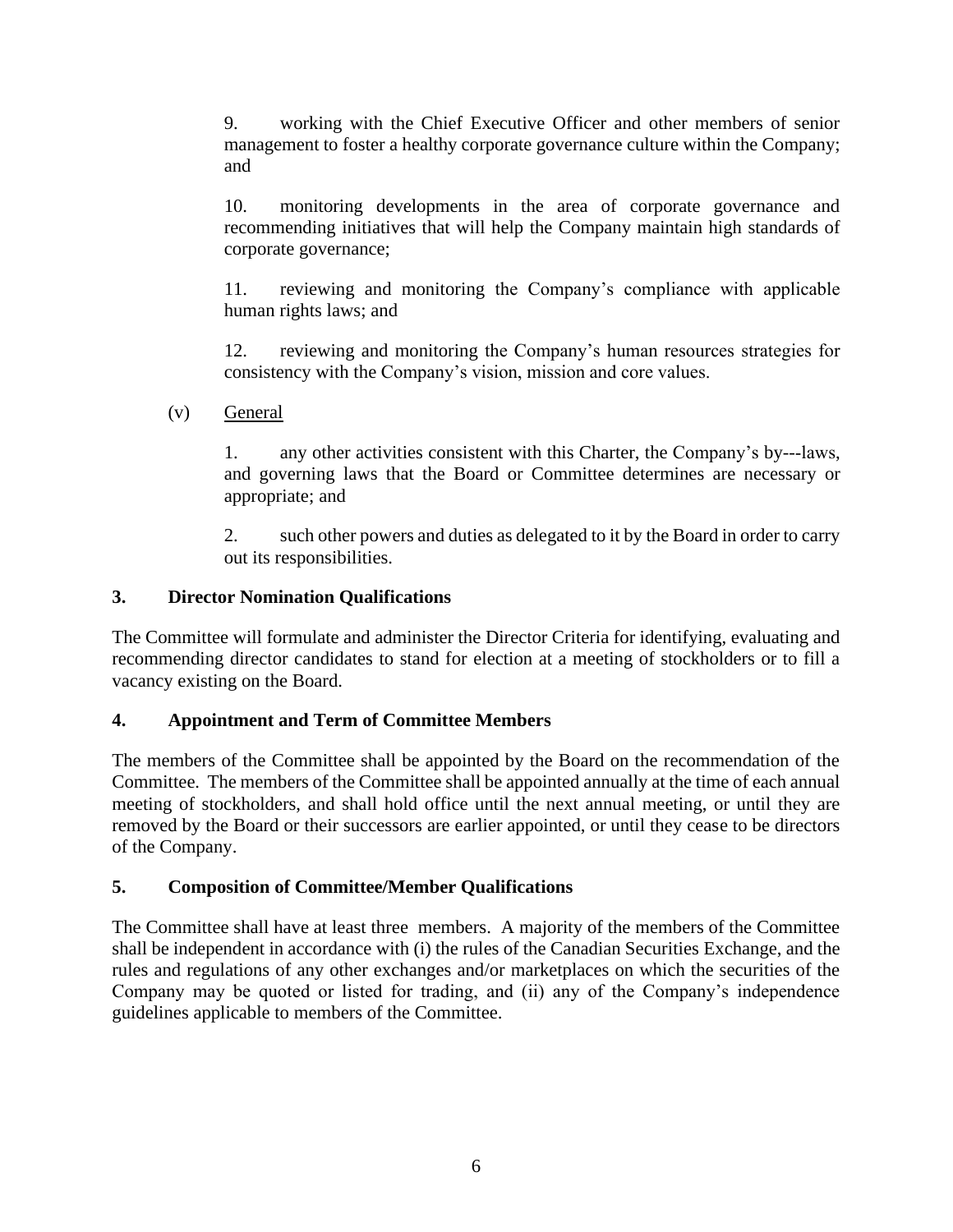9. working with the Chief Executive Officer and other members of senior management to foster a healthy corporate governance culture within the Company; and

10. monitoring developments in the area of corporate governance and recommending initiatives that will help the Company maintain high standards of corporate governance;

11. reviewing and monitoring the Company's compliance with applicable human rights laws; and

12. reviewing and monitoring the Company's human resources strategies for consistency with the Company's vision, mission and core values.

(v) General

1. any other activities consistent with this Charter, the Company's by---laws, and governing laws that the Board or Committee determines are necessary or appropriate; and

2. such other powers and duties as delegated to it by the Board in order to carry out its responsibilities.

## 3. Director Nomination Qualifications

The Committee will formulate and administer the Director Criteria for identifying, evaluating and recommending director candidates to stand for election at a meeting of stockholders or to fill a vacancy existing on the Board.

## 4. Appointment and Term of Committee Members

The members of the Committee shall be appointed by the Board on the recommendation of the Committee. The members of the Committee shall be appointed annually at the time of each annual meeting of stockholders, and shall hold office until the next annual meeting, or until they are removed by the Board or their successors are earlier appointed, or until they cease to be directors of the Company.

## 5. Composition of Committee/Member Qualifications

The Committee shall have at least three members. A majority of the members of the Committee shall be independent in accordance with (i) the rules of the Canadian Securities Exchange, and the rules and regulations of any other exchanges and/or marketplaces on which the securities of the Company may be quoted or listed for trading, and (ii) any of the Company's independence guidelines applicable to members of the Committee.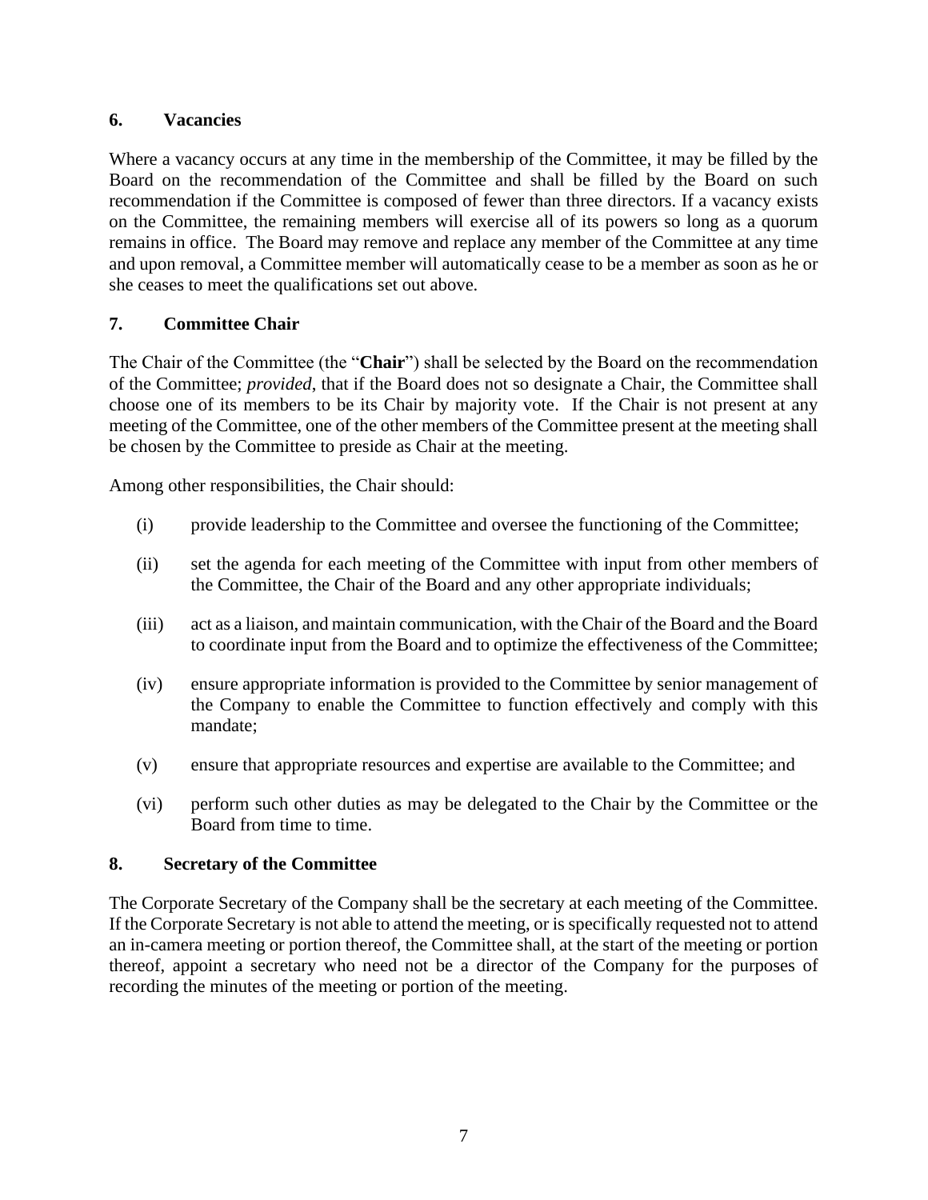## 6. Vacancies

Where a vacancy occurs at any time in the membership of the Committee, it may be filled by the Board on the recommendation of the Committee and shall be filled by the Board on such recommendation if the Committee is composed of fewer than three directors. If a vacancy exists on the Committee, the remaining members will exercise all of its powers so long as a quorum remains in office. The Board may remove and replace any member of the Committee at any time and upon removal, a Committee member will automatically cease to be a member as soon as he or she ceases to meet the qualifications set out above.

## 7. Committee Chair

The Chair of the Committee (the "**Chair**") shall be selected by the Board on the recommendation of the Committee; *provided*, that if the Board does not so designate a Chair, the Committee shall choose one of its members to be its Chair by majority vote. If the Chair is not present at any meeting of the Committee, one of the other members of the Committee present at the meeting shall be chosen by the Committee to preside as Chair at the meeting.

Among other responsibilities, the Chair should:

(i) provide leadership to the Committee and oversee the functioning of the Committee;

(ii) set the agenda for each meeting of the Committee with input from other members of the Committee, the Chair of the Board and any other appropriate individuals;

(iii) act as a liaison, and maintain communication, with the Chair of the Board and the Board to coordinate input from the Board and to optimize the effectiveness of the Committee;

(iv) ensure appropriate information is provided to the Committee by senior management of the Company to enable the Committee to function effectively and comply with this mandate;

(v) ensure that appropriate resources and expertise are available to the Committee; and

(vi) perform such other duties as may be delegated to the Chair by the Committee or the Board from time to time.

## 8. Secretary of the Committee

The Corporate Secretary of the Company shall be the secretary at each meeting of the Committee. If the Corporate Secretary is not able to attend the meeting, or is specifically requested not to attend an in-camera meeting or portion thereof, the Committee shall, at the start of the meeting or portion thereof, appoint a secretary who need not be a director of the Company for the purposes of recording the minutes of the meeting or portion of the meeting.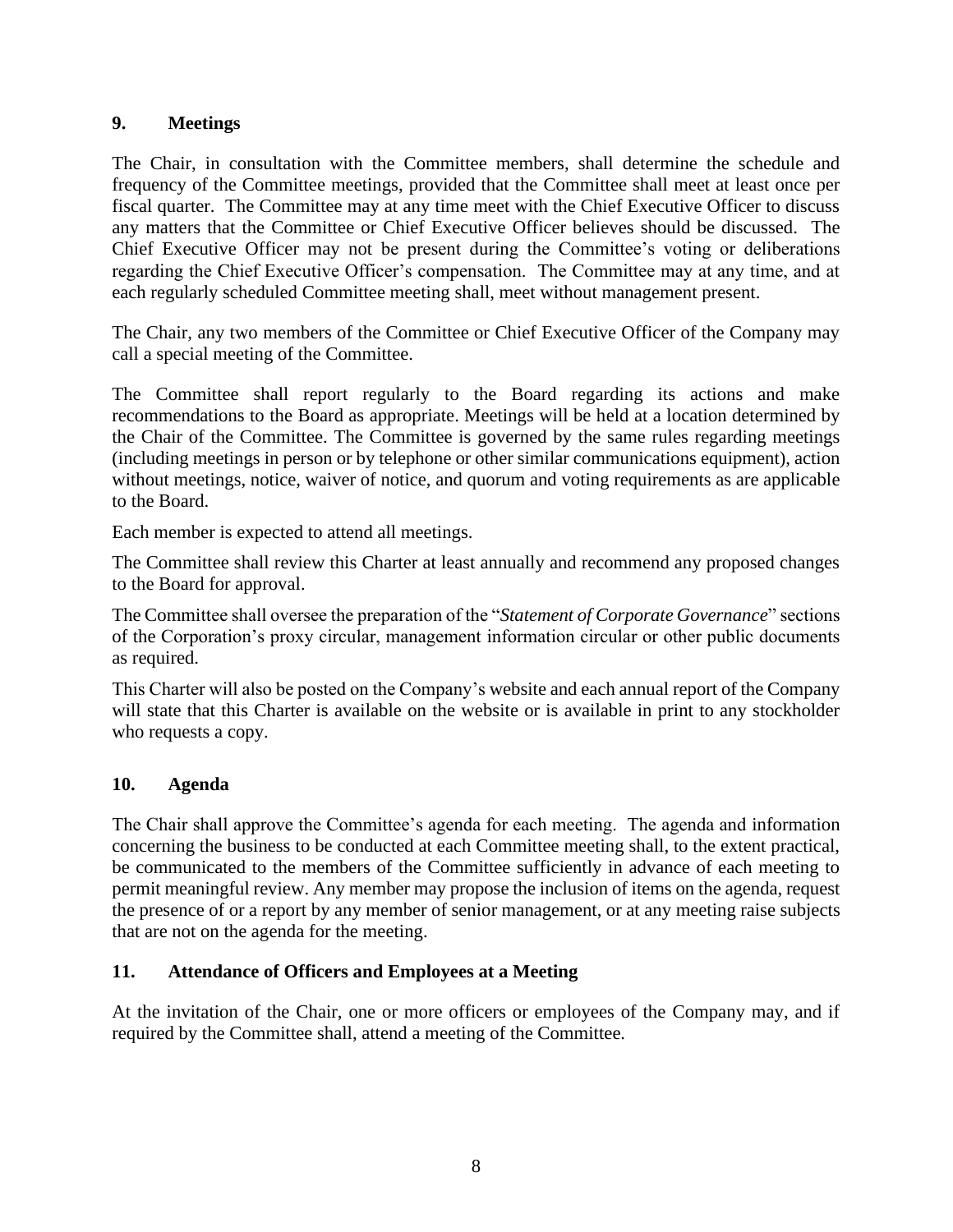## 9. Meetings

The Chair, in consultation with the Committee members, shall determine the schedule and frequency of the Committee meetings, provided that the Committee shall meet at least once per fiscal quarter. The Committee may at any time meet with the Chief Executive Officer to discuss any matters that the Committee or Chief Executive Officer believes should be discussed. The Chief Executive Officer may not be present during the Committee's voting or deliberations regarding the Chief Executive Officer's compensation. The Committee may at any time, and at each regularly scheduled Committee meeting shall, meet without management present.

The Chair, any two members of the Committee or Chief Executive Officer of the Company may call a special meeting of the Committee.

The Committee shall report regularly to the Board regarding its actions and make recommendations to the Board as appropriate. Meetings will be held at a location determined by the Chair of the Committee. The Committee is governed by the same rules regarding meetings (including meetings in person or by telephone or other similar communications equipment), action without meetings, notice, waiver of notice, and quorum and voting requirements as are applicable to the Board.

Each member is expected to attend all meetings.

The Committee shall review this Charter at least annually and recommend any proposed changes to the Board for approval.

The Committee shall oversee the preparation of the "*Statement of Corporate Governance*" sections of the Corporation's proxy circular, management information circular or other public documents as required.

This Charter will also be posted on the Company's website and each annual report of the Company will state that this Charter is available on the website or is available in print to any stockholder who requests a copy.

## 10. Agenda

The Chair shall approve the Committee's agenda for each meeting. The agenda and information concerning the business to be conducted at each Committee meeting shall, to the extent practical, be communicated to the members of the Committee sufficiently in advance of each meeting to permit meaningful review. Any member may propose the inclusion of items on the agenda, request the presence of or a report by any member of senior management, or at any meeting raise subjects that are not on the agenda for the meeting.

## 11. Attendance of Officers and Employees at a Meeting

At the invitation of the Chair, one or more officers or employees of the Company may, and if required by the Committee shall, attend a meeting of the Committee.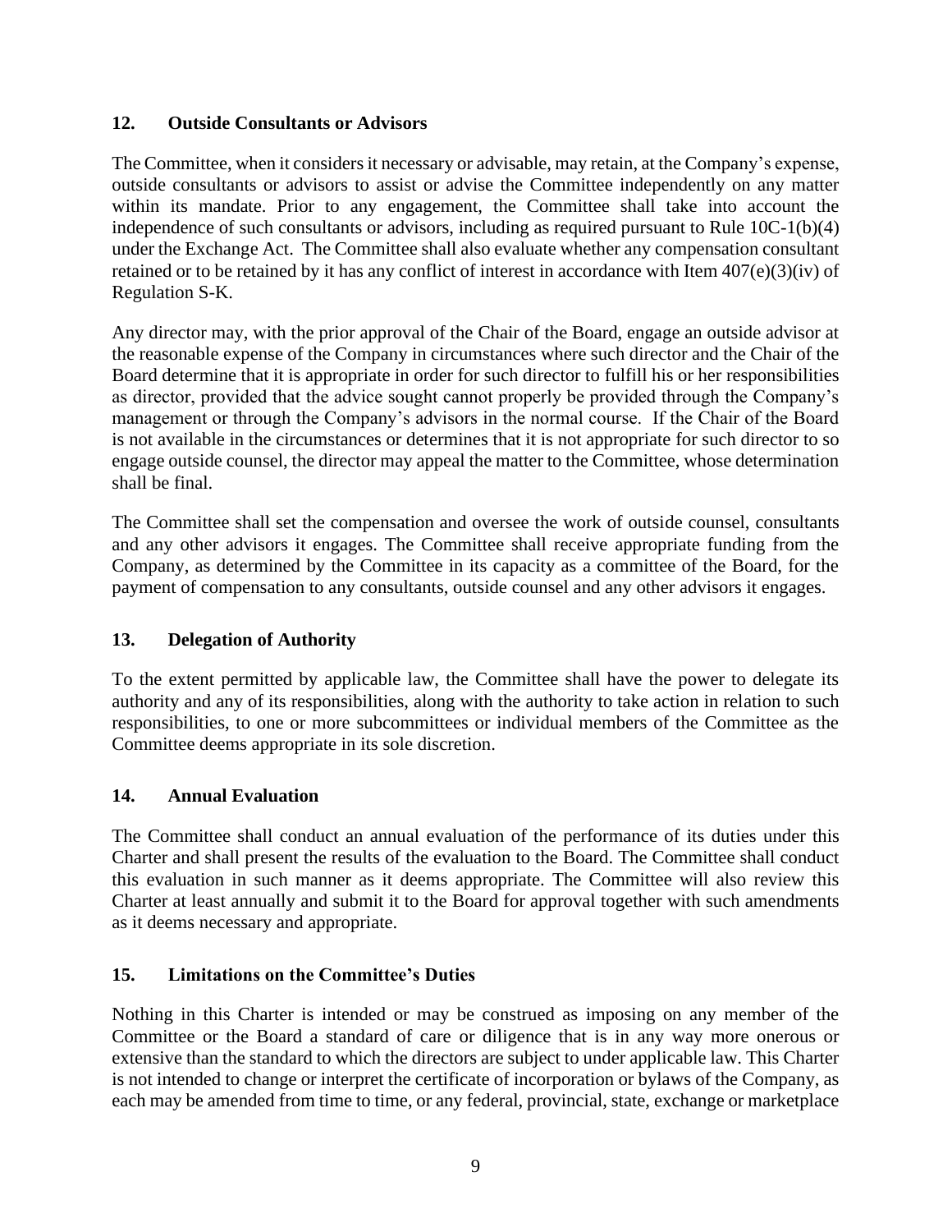## 12. Outside Consultants or Advisors

The Committee, when it considers it necessary or advisable, may retain, at the Company's expense, outside consultants or advisors to assist or advise the Committee independently on any matter within its mandate. Prior to any engagement, the Committee shall take into account the independence of such consultants or advisors, including as required pursuant to Rule 10C-1(b)(4) under the Exchange Act. The Committee shall also evaluate whether any compensation consultant retained or to be retained by it has any conflict of interest in accordance with Item 407(e)(3)(iv) of Regulation S-K.

Any director may, with the prior approval of the Chair of the Board, engage an outside advisor at the reasonable expense of the Company in circumstances where such director and the Chair of the Board determine that it is appropriate in order for such director to fulfill his or her responsibilities as director, provided that the advice sought cannot properly be provided through the Company's management or through the Company's advisors in the normal course. If the Chair of the Board is not available in the circumstances or determines that it is not appropriate for such director to so engage outside counsel, the director may appeal the matter to the Committee, whose determination shall be final.

The Committee shall set the compensation and oversee the work of outside counsel, consultants and any other advisors it engages. The Committee shall receive appropriate funding from the Company, as determined by the Committee in its capacity as a committee of the Board, for the payment of compensation to any consultants, outside counsel and any other advisors it engages.

## 13. Delegation of Authority

To the extent permitted by applicable law, the Committee shall have the power to delegate its authority and any of its responsibilities, along with the authority to take action in relation to such responsibilities, to one or more subcommittees or individual members of the Committee as the Committee deems appropriate in its sole discretion.

## 14. Annual Evaluation

The Committee shall conduct an annual evaluation of the performance of its duties under this Charter and shall present the results of the evaluation to the Board. The Committee shall conduct this evaluation in such manner as it deems appropriate. The Committee will also review this Charter at least annually and submit it to the Board for approval together with such amendments as it deems necessary and appropriate.

## 15. Limitations on the Committee's Duties

Nothing in this Charter is intended or may be construed as imposing on any member of the Committee or the Board a standard of care or diligence that is in any way more onerous or extensive than the standard to which the directors are subject to under applicable law. This Charter is not intended to change or interpret the certificate of incorporation or bylaws of the Company, as each may be amended from time to time, or any federal, provincial, state, exchange or marketplace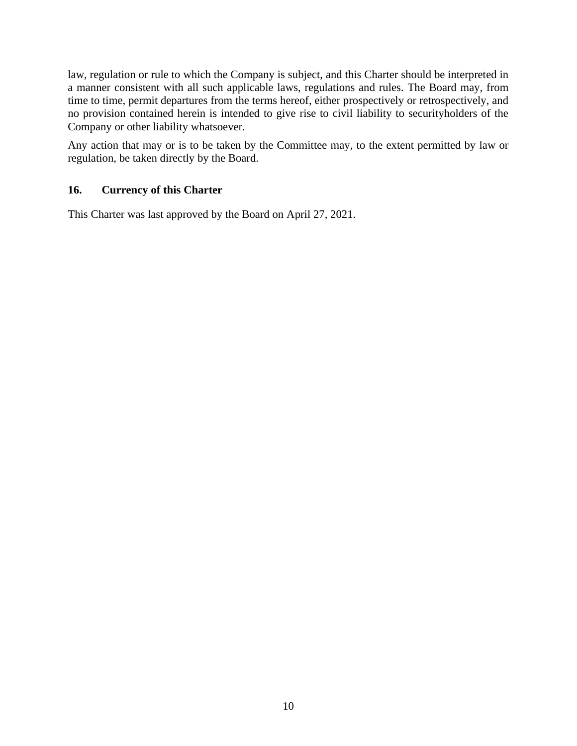law, regulation or rule to which the Company is subject, and this Charter should be interpreted in a manner consistent with all such applicable laws, regulations and rules. The Board may, from time to time, permit departures from the terms hereof, either prospectively or retrospectively, and no provision contained herein is intended to give rise to civil liability to securityholders of the Company or other liability whatsoever.

Any action that may or is to be taken by the Committee may, to the extent permitted by law or regulation, be taken directly by the Board.

## 16. Currency of this Charter

This Charter was last approved by the Board on April 27, 2021.